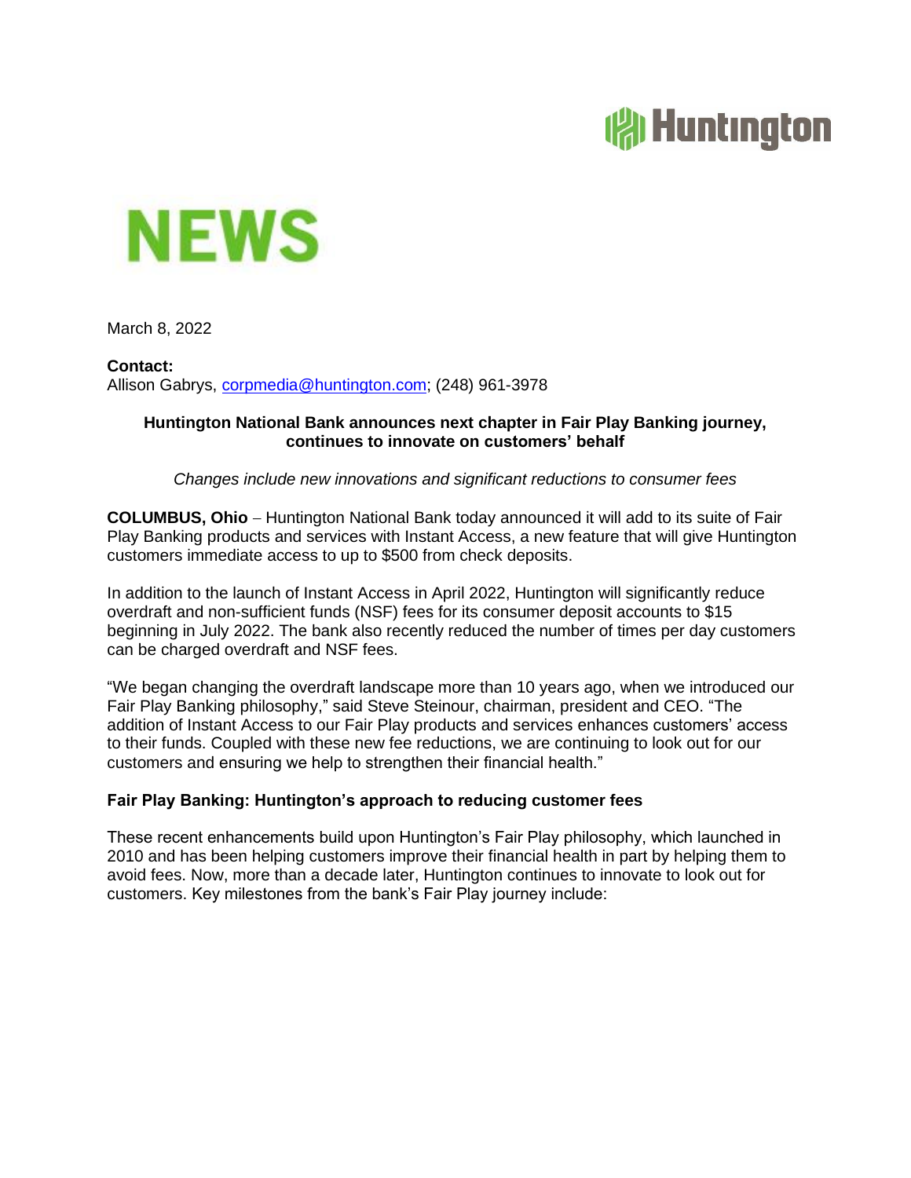# NEWS

March 8, 2022

**Contact:**
Allison Gabrys, corpmedia@huntington.com; (248) 961-3978

## Huntington National Bank announces next chapter in Fair Play Banking journey, continues to innovate on customers' behalf

*Changes include new innovations and significant reductions to consumer fees*

**COLUMBUS, Ohio** – Huntington National Bank today announced it will add to its suite of Fair Play Banking products and services with Instant Access, a new feature that will give Huntington customers immediate access to up to $500 from check deposits.

In addition to the launch of Instant Access in April 2022, Huntington will significantly reduce overdraft and non-sufficient funds (NSF) fees for its consumer deposit accounts to $15 beginning in July 2022. The bank also recently reduced the number of times per day customers can be charged overdraft and NSF fees.

"We began changing the overdraft landscape more than 10 years ago, when we introduced our Fair Play Banking philosophy," said Steve Steinour, chairman, president and CEO. "The addition of Instant Access to our Fair Play products and services enhances customers' access to their funds. Coupled with these new fee reductions, we are continuing to look out for our customers and ensuring we help to strengthen their financial health."

### Fair Play Banking: Huntington's approach to reducing customer fees

These recent enhancements build upon Huntington's Fair Play philosophy, which launched in 2010 and has been helping customers improve their financial health in part by helping them to avoid fees. Now, more than a decade later, Huntington continues to innovate to look out for customers. Key milestones from the bank's Fair Play journey include: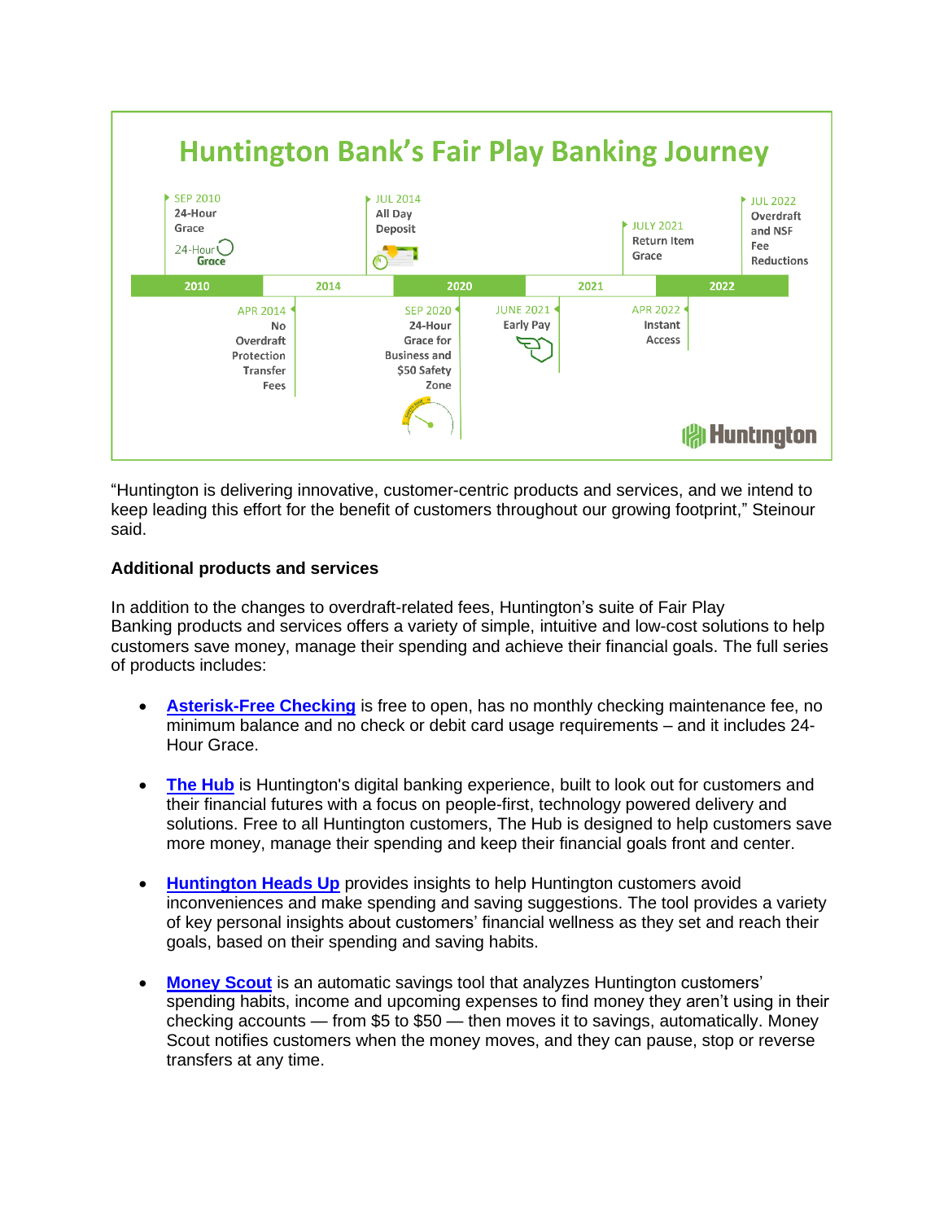## Huntington Bank's Fair Play Banking Journey

- **SEP 2010** – 24-Hour Grace
- **APR 2014** – No Overdraft Protection Transfer Fees
- **JUL 2014** – All Day Deposit
- **SEP 2020** – 24-Hour Grace for Business and $50 Safety Zone
- **JUNE 2021** – Early Pay
- **JULY 2021** – Return Item Grace
- **APR 2022** – Instant Access
- **JUL 2022** – Overdraft and NSF Fee Reductions

Huntington

"Huntington is delivering innovative, customer-centric products and services, and we intend to keep leading this effort for the benefit of customers throughout our growing footprint," Steinour said.

**Additional products and services**

In addition to the changes to overdraft-related fees, Huntington's suite of Fair Play Banking products and services offers a variety of simple, intuitive and low-cost solutions to help customers save money, manage their spending and achieve their financial goals. The full series of products includes:

- **Asterisk-Free Checking** is free to open, has no monthly checking maintenance fee, no minimum balance and no check or debit card usage requirements – and it includes 24-Hour Grace.

- **The Hub** is Huntington's digital banking experience, built to look out for customers and their financial futures with a focus on people-first, technology powered delivery and solutions. Free to all Huntington customers, The Hub is designed to help customers save more money, manage their spending and keep their financial goals front and center.

- **Huntington Heads Up** provides insights to help Huntington customers avoid inconveniences and make spending and saving suggestions. The tool provides a variety of key personal insights about customers' financial wellness as they set and reach their goals, based on their spending and saving habits.

- **Money Scout** is an automatic savings tool that analyzes Huntington customers' spending habits, income and upcoming expenses to find money they aren't using in their checking accounts — from $5 to $50 — then moves it to savings, automatically. Money Scout notifies customers when the money moves, and they can pause, stop or reverse transfers at any time.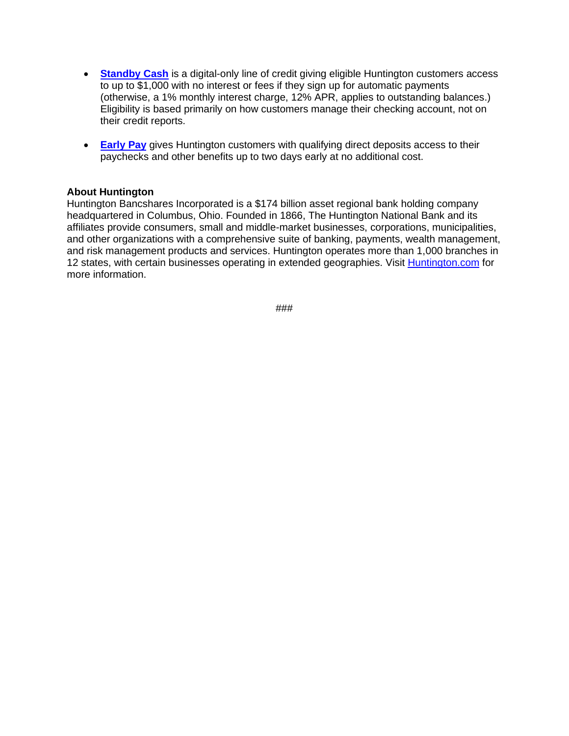- **Standby Cash** is a digital-only line of credit giving eligible Huntington customers access to up to $1,000 with no interest or fees if they sign up for automatic payments (otherwise, a 1% monthly interest charge, 12% APR, applies to outstanding balances.) Eligibility is based primarily on how customers manage their checking account, not on their credit reports.

- **Early Pay** gives Huntington customers with qualifying direct deposits access to their paychecks and other benefits up to two days early at no additional cost.

**About Huntington**

Huntington Bancshares Incorporated is a $174 billion asset regional bank holding company headquartered in Columbus, Ohio. Founded in 1866, The Huntington National Bank and its affiliates provide consumers, small and middle-market businesses, corporations, municipalities, and other organizations with a comprehensive suite of banking, payments, wealth management, and risk management products and services. Huntington operates more than 1,000 branches in 12 states, with certain businesses operating in extended geographies. Visit Huntington.com for more information.

###